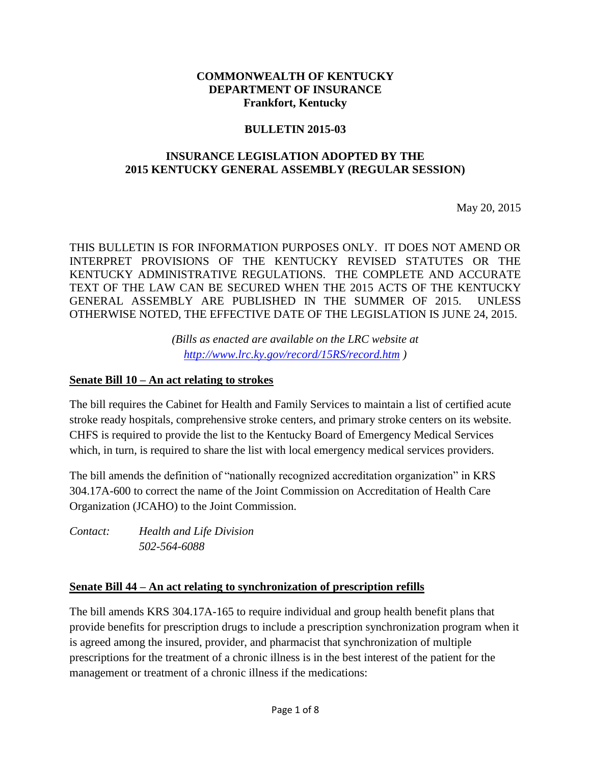**COMMONWEALTH OF KENTUCKY**
**DEPARTMENT OF INSURANCE**
**Frankfort, Kentucky**

**BULLETIN 2015-03**

**INSURANCE LEGISLATION ADOPTED BY THE 2015 KENTUCKY GENERAL ASSEMBLY (REGULAR SESSION)**

May 20, 2015

THIS BULLETIN IS FOR INFORMATION PURPOSES ONLY. IT DOES NOT AMEND OR INTERPRET PROVISIONS OF THE KENTUCKY REVISED STATUTES OR THE KENTUCKY ADMINISTRATIVE REGULATIONS. THE COMPLETE AND ACCURATE TEXT OF THE LAW CAN BE SECURED WHEN THE 2015 ACTS OF THE KENTUCKY GENERAL ASSEMBLY ARE PUBLISHED IN THE SUMMER OF 2015. UNLESS OTHERWISE NOTED, THE EFFECTIVE DATE OF THE LEGISLATION IS JUNE 24, 2015.

*(Bills as enacted are available on the LRC website at [http://www.lrc.ky.gov/record/15RS/record.htm](http://www.lrc.ky.gov/record/15RS/record.htm) )*

## Senate Bill 10 – An act relating to strokes

The bill requires the Cabinet for Health and Family Services to maintain a list of certified acute stroke ready hospitals, comprehensive stroke centers, and primary stroke centers on its website. CHFS is required to provide the list to the Kentucky Board of Emergency Medical Services which, in turn, is required to share the list with local emergency medical services providers.

The bill amends the definition of "nationally recognized accreditation organization" in KRS 304.17A-600 to correct the name of the Joint Commission on Accreditation of Health Care Organization (JCAHO) to the Joint Commission.

*Contact: Health and Life Division*
*502-564-6088*

## Senate Bill 44 – An act relating to synchronization of prescription refills

The bill amends KRS 304.17A-165 to require individual and group health benefit plans that provide benefits for prescription drugs to include a prescription synchronization program when it is agreed among the insured, provider, and pharmacist that synchronization of multiple prescriptions for the treatment of a chronic illness is in the best interest of the patient for the management or treatment of a chronic illness if the medications: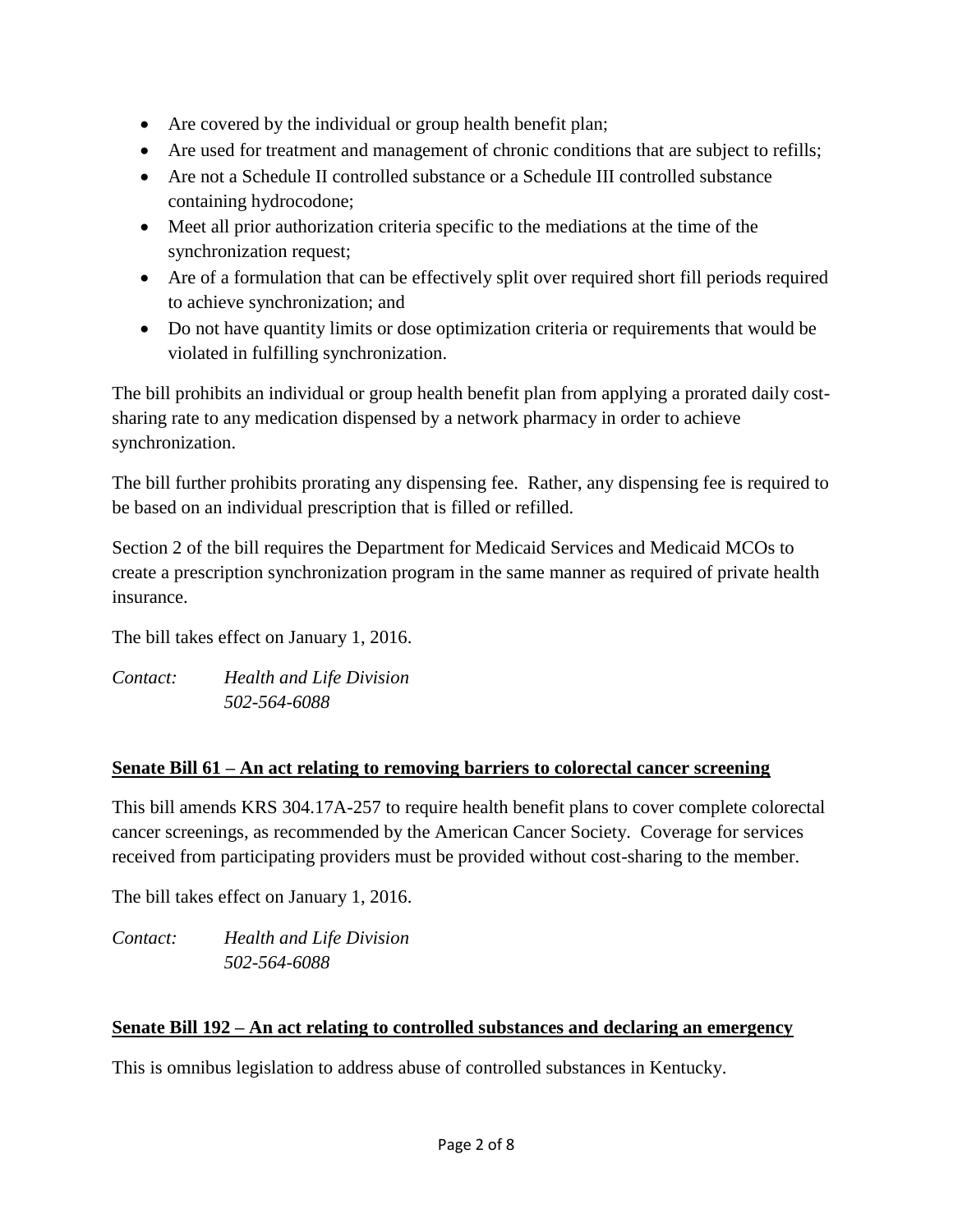- Are covered by the individual or group health benefit plan;
- Are used for treatment and management of chronic conditions that are subject to refills;
- Are not a Schedule II controlled substance or a Schedule III controlled substance containing hydrocodone;
- Meet all prior authorization criteria specific to the mediations at the time of the synchronization request;
- Are of a formulation that can be effectively split over required short fill periods required to achieve synchronization; and
- Do not have quantity limits or dose optimization criteria or requirements that would be violated in fulfilling synchronization.

The bill prohibits an individual or group health benefit plan from applying a prorated daily cost-sharing rate to any medication dispensed by a network pharmacy in order to achieve synchronization.

The bill further prohibits prorating any dispensing fee. Rather, any dispensing fee is required to be based on an individual prescription that is filled or refilled.

Section 2 of the bill requires the Department for Medicaid Services and Medicaid MCOs to create a prescription synchronization program in the same manner as required of private health insurance.

The bill takes effect on January 1, 2016.

*Contact: Health and Life Division*
*502-564-6088*

**Senate Bill 61 – An act relating to removing barriers to colorectal cancer screening**

This bill amends KRS 304.17A-257 to require health benefit plans to cover complete colorectal cancer screenings, as recommended by the American Cancer Society. Coverage for services received from participating providers must be provided without cost-sharing to the member.

The bill takes effect on January 1, 2016.

*Contact: Health and Life Division*
*502-564-6088*

**Senate Bill 192 – An act relating to controlled substances and declaring an emergency**

This is omnibus legislation to address abuse of controlled substances in Kentucky.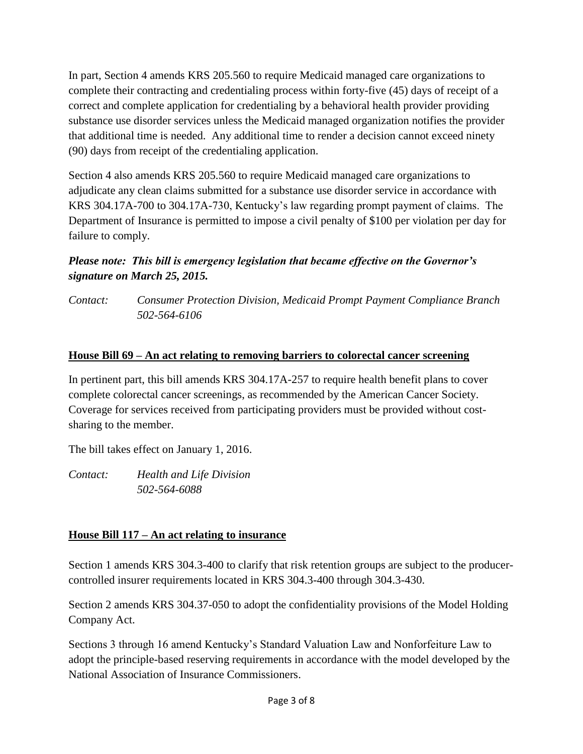In part, Section 4 amends KRS 205.560 to require Medicaid managed care organizations to complete their contracting and credentialing process within forty-five (45) days of receipt of a correct and complete application for credentialing by a behavioral health provider providing substance use disorder services unless the Medicaid managed organization notifies the provider that additional time is needed. Any additional time to render a decision cannot exceed ninety (90) days from receipt of the credentialing application.

Section 4 also amends KRS 205.560 to require Medicaid managed care organizations to adjudicate any clean claims submitted for a substance use disorder service in accordance with KRS 304.17A-700 to 304.17A-730, Kentucky's law regarding prompt payment of claims. The Department of Insurance is permitted to impose a civil penalty of $100 per violation per day for failure to comply.

***Please note: This bill is emergency legislation that became effective on the Governor's signature on March 25, 2015.***

*Contact: Consumer Protection Division, Medicaid Prompt Payment Compliance Branch*
*502-564-6106*

**House Bill 69 – An act relating to removing barriers to colorectal cancer screening**

In pertinent part, this bill amends KRS 304.17A-257 to require health benefit plans to cover complete colorectal cancer screenings, as recommended by the American Cancer Society. Coverage for services received from participating providers must be provided without cost-sharing to the member.

The bill takes effect on January 1, 2016.

*Contact: Health and Life Division*
*502-564-6088*

**House Bill 117 – An act relating to insurance**

Section 1 amends KRS 304.3-400 to clarify that risk retention groups are subject to the producer-controlled insurer requirements located in KRS 304.3-400 through 304.3-430.

Section 2 amends KRS 304.37-050 to adopt the confidentiality provisions of the Model Holding Company Act.

Sections 3 through 16 amend Kentucky's Standard Valuation Law and Nonforfeiture Law to adopt the principle-based reserving requirements in accordance with the model developed by the National Association of Insurance Commissioners.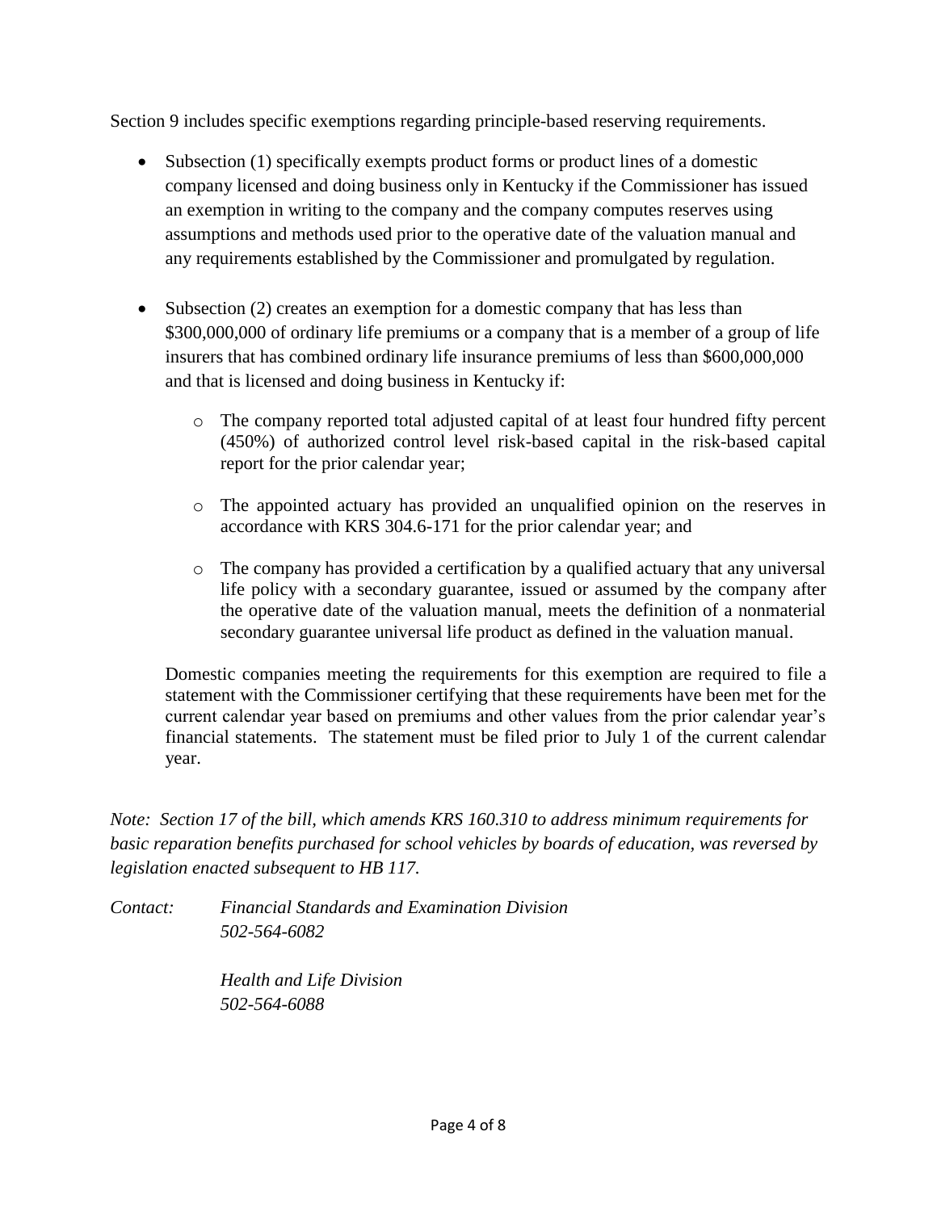Section 9 includes specific exemptions regarding principle-based reserving requirements.

- Subsection (1) specifically exempts product forms or product lines of a domestic company licensed and doing business only in Kentucky if the Commissioner has issued an exemption in writing to the company and the company computes reserves using assumptions and methods used prior to the operative date of the valuation manual and any requirements established by the Commissioner and promulgated by regulation.

- Subsection (2) creates an exemption for a domestic company that has less than \$300,000,000 of ordinary life premiums or a company that is a member of a group of life insurers that has combined ordinary life insurance premiums of less than \$600,000,000 and that is licensed and doing business in Kentucky if:

  - The company reported total adjusted capital of at least four hundred fifty percent (450%) of authorized control level risk-based capital in the risk-based capital report for the prior calendar year;

  - The appointed actuary has provided an unqualified opinion on the reserves in accordance with KRS 304.6-171 for the prior calendar year; and

  - The company has provided a certification by a qualified actuary that any universal life policy with a secondary guarantee, issued or assumed by the company after the operative date of the valuation manual, meets the definition of a nonmaterial secondary guarantee universal life product as defined in the valuation manual.

  Domestic companies meeting the requirements for this exemption are required to file a statement with the Commissioner certifying that these requirements have been met for the current calendar year based on premiums and other values from the prior calendar year's financial statements. The statement must be filed prior to July 1 of the current calendar year.

*Note: Section 17 of the bill, which amends KRS 160.310 to address minimum requirements for basic reparation benefits purchased for school vehicles by boards of education, was reversed by legislation enacted subsequent to HB 117.*

*Contact:* *Financial Standards and Examination Division*
*502-564-6082*

*Health and Life Division*
*502-564-6088*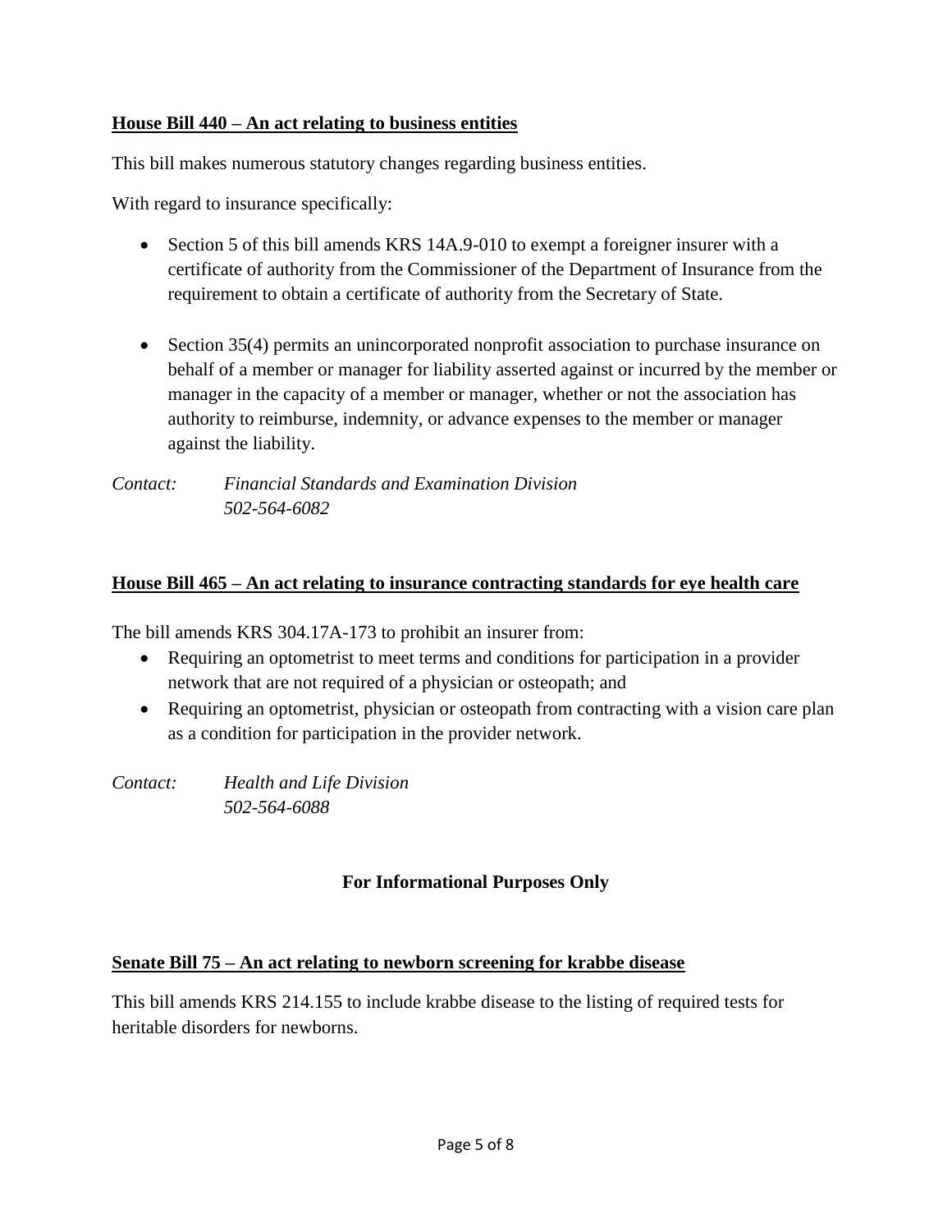**<u>House Bill 440 – An act relating to business entities</u>**

This bill makes numerous statutory changes regarding business entities.

With regard to insurance specifically:

- Section 5 of this bill amends KRS 14A.9-010 to exempt a foreigner insurer with a certificate of authority from the Commissioner of the Department of Insurance from the requirement to obtain a certificate of authority from the Secretary of State.

- Section 35(4) permits an unincorporated nonprofit association to purchase insurance on behalf of a member or manager for liability asserted against or incurred by the member or manager in the capacity of a member or manager, whether or not the association has authority to reimburse, indemnity, or advance expenses to the member or manager against the liability.

*Contact: Financial Standards and Examination Division*
*502-564-6082*

**<u>House Bill 465 – An act relating to insurance contracting standards for eye health care</u>**

The bill amends KRS 304.17A-173 to prohibit an insurer from:

- Requiring an optometrist to meet terms and conditions for participation in a provider network that are not required of a physician or osteopath; and
- Requiring an optometrist, physician or osteopath from contracting with a vision care plan as a condition for participation in the provider network.

*Contact: Health and Life Division*
*502-564-6088*

**For Informational Purposes Only**

**<u>Senate Bill 75 – An act relating to newborn screening for krabbe disease</u>**

This bill amends KRS 214.155 to include krabbe disease to the listing of required tests for heritable disorders for newborns.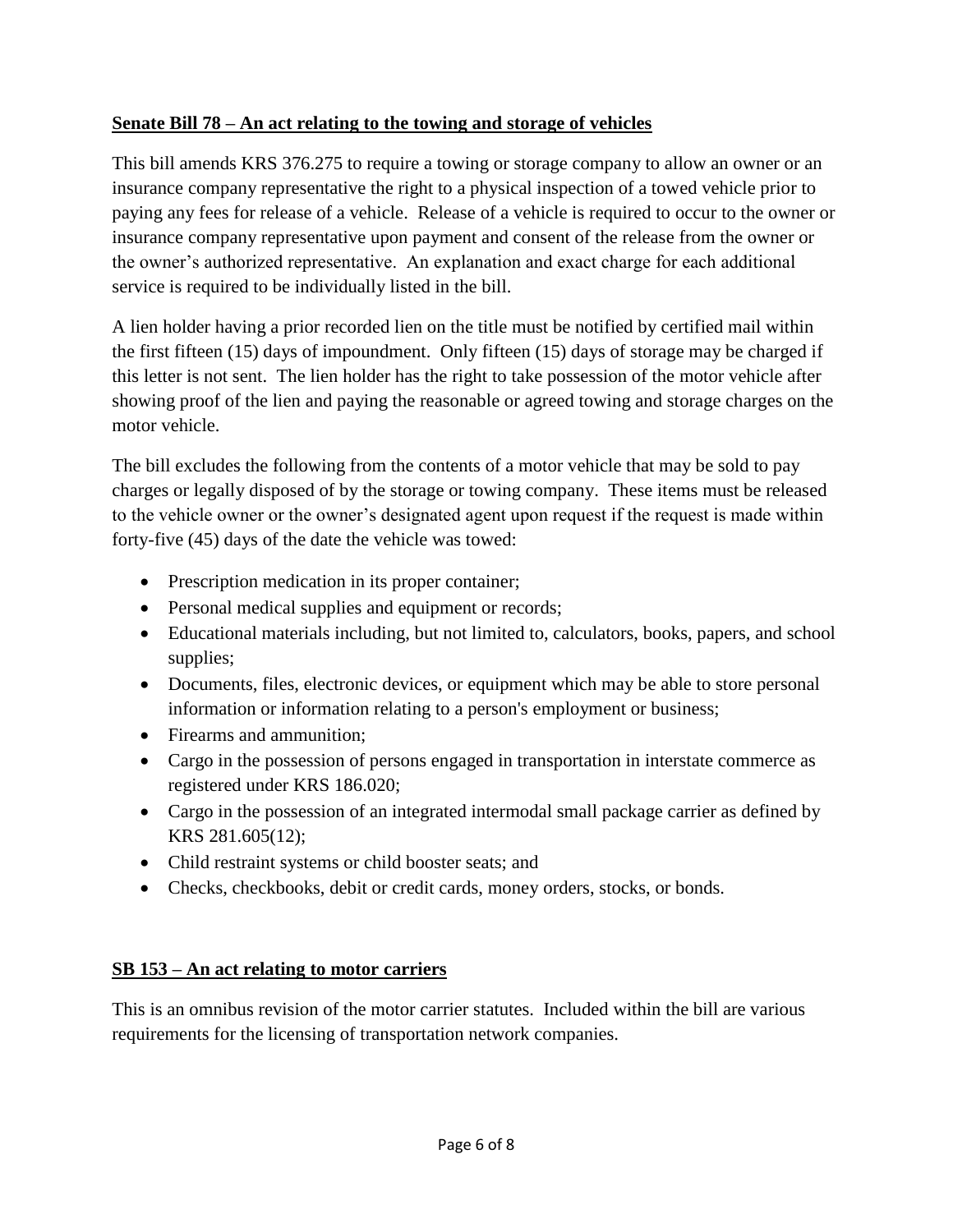**Senate Bill 78 – An act relating to the towing and storage of vehicles**

This bill amends KRS 376.275 to require a towing or storage company to allow an owner or an insurance company representative the right to a physical inspection of a towed vehicle prior to paying any fees for release of a vehicle. Release of a vehicle is required to occur to the owner or insurance company representative upon payment and consent of the release from the owner or the owner's authorized representative. An explanation and exact charge for each additional service is required to be individually listed in the bill.

A lien holder having a prior recorded lien on the title must be notified by certified mail within the first fifteen (15) days of impoundment. Only fifteen (15) days of storage may be charged if this letter is not sent. The lien holder has the right to take possession of the motor vehicle after showing proof of the lien and paying the reasonable or agreed towing and storage charges on the motor vehicle.

The bill excludes the following from the contents of a motor vehicle that may be sold to pay charges or legally disposed of by the storage or towing company. These items must be released to the vehicle owner or the owner's designated agent upon request if the request is made within forty-five (45) days of the date the vehicle was towed:

- Prescription medication in its proper container;
- Personal medical supplies and equipment or records;
- Educational materials including, but not limited to, calculators, books, papers, and school supplies;
- Documents, files, electronic devices, or equipment which may be able to store personal information or information relating to a person's employment or business;
- Firearms and ammunition;
- Cargo in the possession of persons engaged in transportation in interstate commerce as registered under KRS 186.020;
- Cargo in the possession of an integrated intermodal small package carrier as defined by KRS 281.605(12);
- Child restraint systems or child booster seats; and
- Checks, checkbooks, debit or credit cards, money orders, stocks, or bonds.

**SB 153 – An act relating to motor carriers**

This is an omnibus revision of the motor carrier statutes. Included within the bill are various requirements for the licensing of transportation network companies.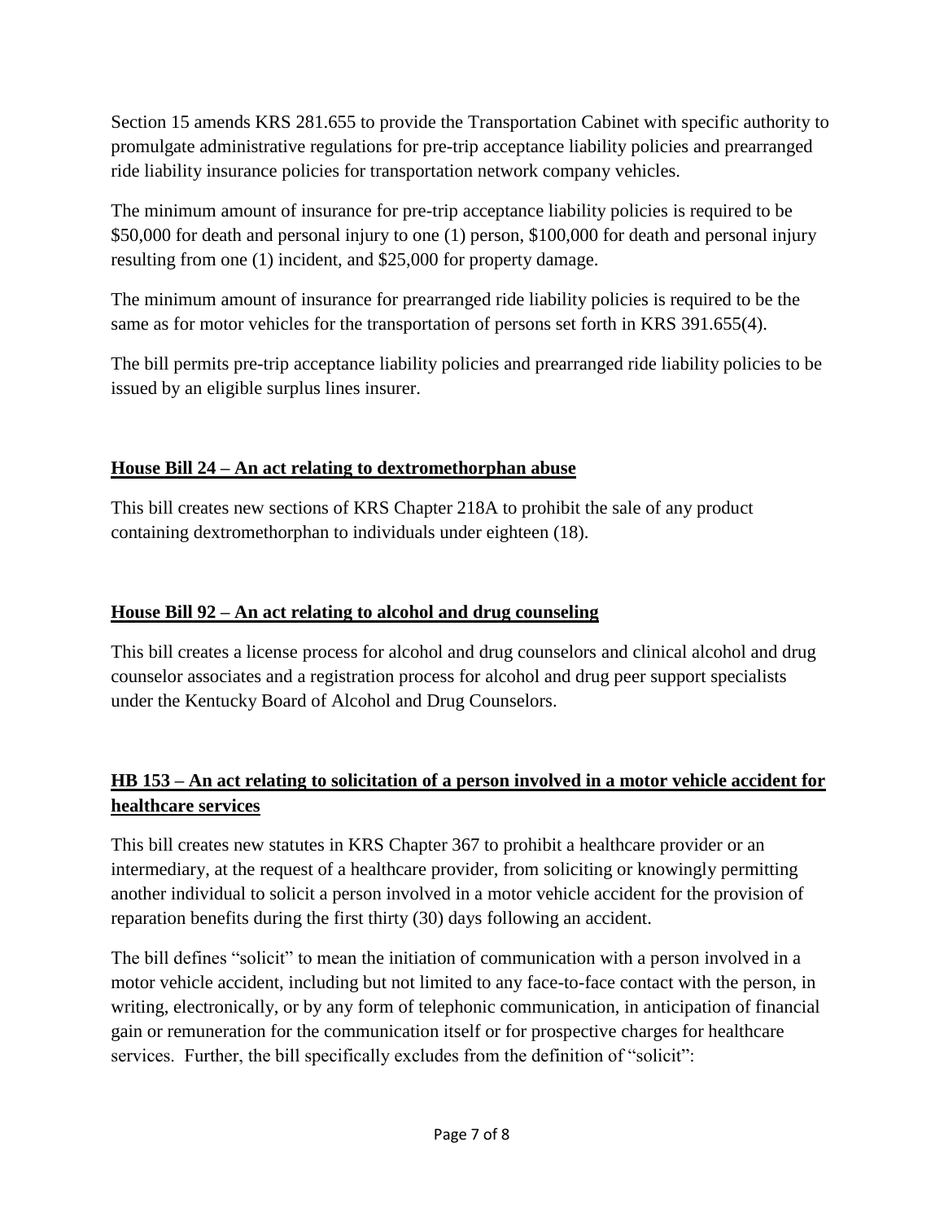Section 15 amends KRS 281.655 to provide the Transportation Cabinet with specific authority to promulgate administrative regulations for pre-trip acceptance liability policies and prearranged ride liability insurance policies for transportation network company vehicles.

The minimum amount of insurance for pre-trip acceptance liability policies is required to be \$50,000 for death and personal injury to one (1) person, \$100,000 for death and personal injury resulting from one (1) incident, and \$25,000 for property damage.

The minimum amount of insurance for prearranged ride liability policies is required to be the same as for motor vehicles for the transportation of persons set forth in KRS 391.655(4).

The bill permits pre-trip acceptance liability policies and prearranged ride liability policies to be issued by an eligible surplus lines insurer.

## House Bill 24 – An act relating to dextromethorphan abuse

This bill creates new sections of KRS Chapter 218A to prohibit the sale of any product containing dextromethorphan to individuals under eighteen (18).

## House Bill 92 – An act relating to alcohol and drug counseling

This bill creates a license process for alcohol and drug counselors and clinical alcohol and drug counselor associates and a registration process for alcohol and drug peer support specialists under the Kentucky Board of Alcohol and Drug Counselors.

## HB 153 – An act relating to solicitation of a person involved in a motor vehicle accident for healthcare services

This bill creates new statutes in KRS Chapter 367 to prohibit a healthcare provider or an intermediary, at the request of a healthcare provider, from soliciting or knowingly permitting another individual to solicit a person involved in a motor vehicle accident for the provision of reparation benefits during the first thirty (30) days following an accident.

The bill defines "solicit" to mean the initiation of communication with a person involved in a motor vehicle accident, including but not limited to any face-to-face contact with the person, in writing, electronically, or by any form of telephonic communication, in anticipation of financial gain or remuneration for the communication itself or for prospective charges for healthcare services. Further, the bill specifically excludes from the definition of "solicit":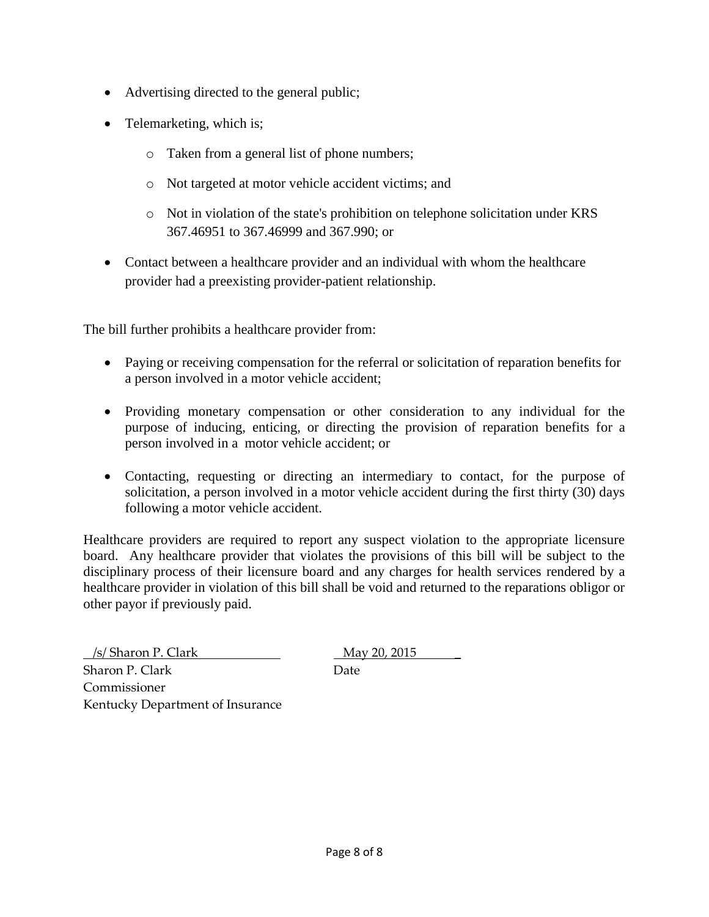- Advertising directed to the general public;
- Telemarketing, which is;
  - Taken from a general list of phone numbers;
  - Not targeted at motor vehicle accident victims; and
  - Not in violation of the state's prohibition on telephone solicitation under KRS 367.46951 to 367.46999 and 367.990; or
- Contact between a healthcare provider and an individual with whom the healthcare provider had a preexisting provider-patient relationship.

The bill further prohibits a healthcare provider from:

- Paying or receiving compensation for the referral or solicitation of reparation benefits for a person involved in a motor vehicle accident;
- Providing monetary compensation or other consideration to any individual for the purpose of inducing, enticing, or directing the provision of reparation benefits for a person involved in a motor vehicle accident; or
- Contacting, requesting or directing an intermediary to contact, for the purpose of solicitation, a person involved in a motor vehicle accident during the first thirty (30) days following a motor vehicle accident.

Healthcare providers are required to report any suspect violation to the appropriate licensure board. Any healthcare provider that violates the provisions of this bill will be subject to the disciplinary process of their licensure board and any charges for health services rendered by a healthcare provider in violation of this bill shall be void and returned to the reparations obligor or other payor if previously paid.

/s/ Sharon P. Clark  
Sharon P. Clark  
Commissioner  
Kentucky Department of Insurance

May 20, 2015  
Date